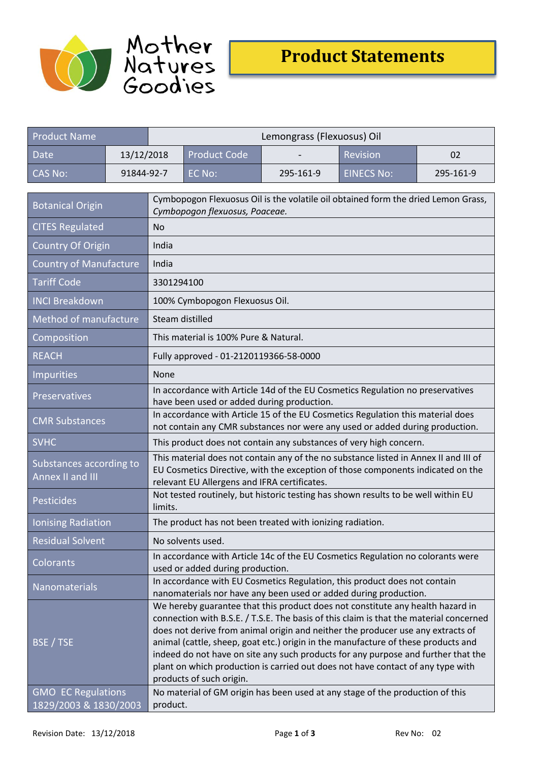Mother Natures Goodies

# Product Statements

| Product Name | Lemongrass (Flexuosus) Oil | | | | |
|---|---|---|---|---|---|
| Date | 13/12/2018 | Product Code | - | Revision | 02 |
| CAS No: | 91844-92-7 | EC No: | 295-161-9 | EINECS No: | 295-161-9 |

| | |
|---|---|
| Botanical Origin | Cymbopogon Flexuosus Oil is the volatile oil obtained form the dried Lemon Grass, *Cymbopogon flexuosus, Poaceae.* |
| CITES Regulated | No |
| Country Of Origin | India |
| Country of Manufacture | India |
| Tariff Code | 3301294100 |
| INCI Breakdown | 100% Cymbopogon Flexuosus Oil. |
| Method of manufacture | Steam distilled |
| Composition | This material is 100% Pure & Natural. |
| REACH | Fully approved - 01-2120119366-58-0000 |
| Impurities | None |
| Preservatives | In accordance with Article 14d of the EU Cosmetics Regulation no preservatives have been used or added during production. |
| CMR Substances | In accordance with Article 15 of the EU Cosmetics Regulation this material does not contain any CMR substances nor were any used or added during production. |
| SVHC | This product does not contain any substances of very high concern. |
| Substances according to Annex II and III | This material does not contain any of the no substance listed in Annex II and III of EU Cosmetics Directive, with the exception of those components indicated on the relevant EU Allergens and IFRA certificates. |
| Pesticides | Not tested routinely, but historic testing has shown results to be well within EU limits. |
| Ionising Radiation | The product has not been treated with ionizing radiation. |
| Residual Solvent | No solvents used. |
| Colorants | In accordance with Article 14c of the EU Cosmetics Regulation no colorants were used or added during production. |
| Nanomaterials | In accordance with EU Cosmetics Regulation, this product does not contain nanomaterials nor have any been used or added during production. |
| BSE / TSE | We hereby guarantee that this product does not constitute any health hazard in connection with B.S.E. / T.S.E. The basis of this claim is that the material concerned does not derive from animal origin and neither the producer use any extracts of animal (cattle, sheep, goat etc.) origin in the manufacture of these products and indeed do not have on site any such products for any purpose and further that the plant on which production is carried out does not have contact of any type with products of such origin. |
| GMO EC Regulations 1829/2003 & 1830/2003 | No material of GM origin has been used at any stage of the production of this product. |

Revision Date: 13/12/2018 Rev No: 02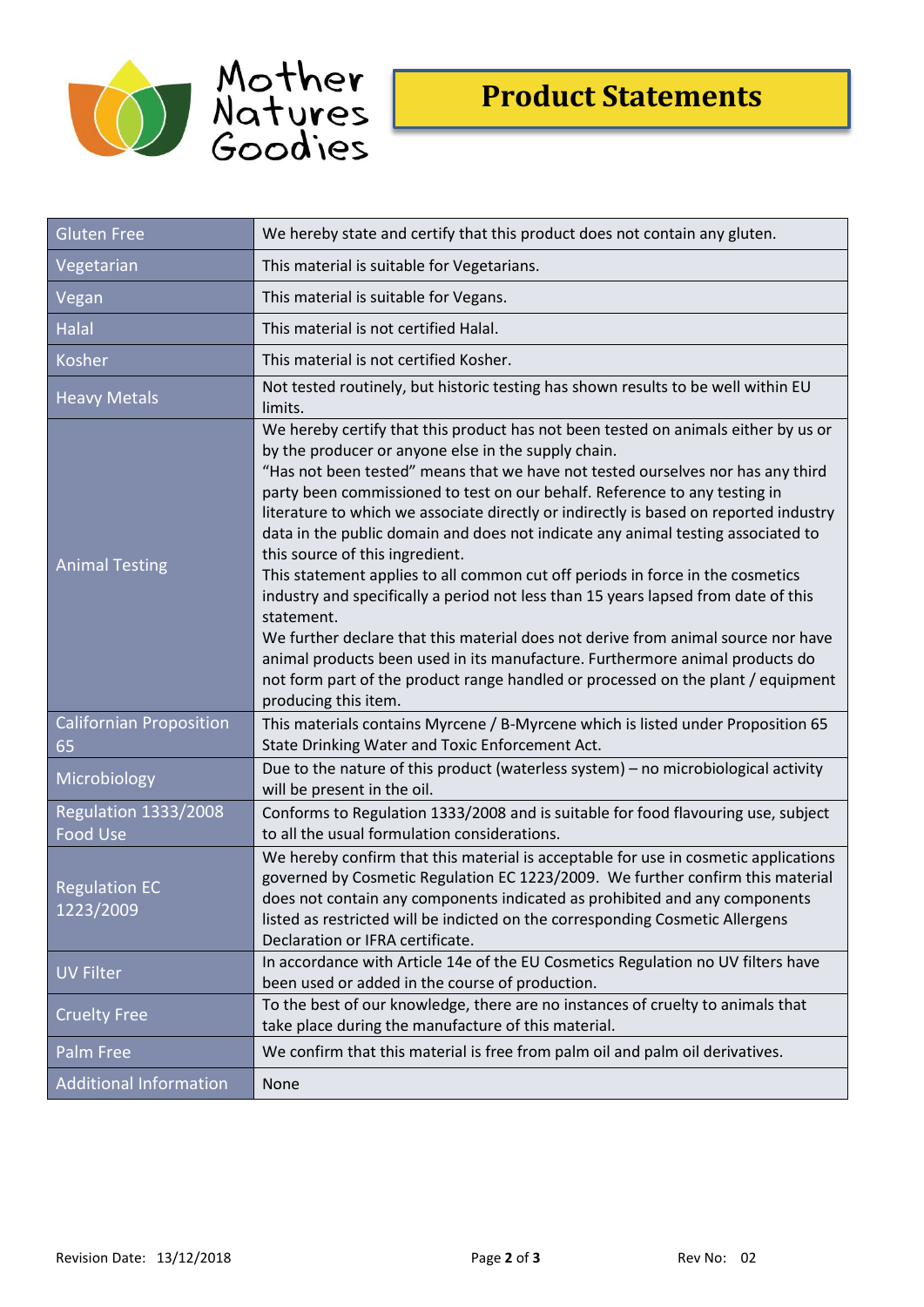Mother Natures Goodies

# Product Statements

| | |
|---|---|
| Gluten Free | We hereby state and certify that this product does not contain any gluten. |
| Vegetarian | This material is suitable for Vegetarians. |
| Vegan | This material is suitable for Vegans. |
| Halal | This material is not certified Halal. |
| Kosher | This material is not certified Kosher. |
| Heavy Metals | Not tested routinely, but historic testing has shown results to be well within EU limits. |
| Animal Testing | We hereby certify that this product has not been tested on animals either by us or by the producer or anyone else in the supply chain.<br>"Has not been tested" means that we have not tested ourselves nor has any third party been commissioned to test on our behalf. Reference to any testing in literature to which we associate directly or indirectly is based on reported industry data in the public domain and does not indicate any animal testing associated to this source of this ingredient.<br>This statement applies to all common cut off periods in force in the cosmetics industry and specifically a period not less than 15 years lapsed from date of this statement.<br>We further declare that this material does not derive from animal source nor have animal products been used in its manufacture. Furthermore animal products do not form part of the product range handled or processed on the plant / equipment producing this item. |
| Californian Proposition 65 | This materials contains Myrcene / B-Myrcene which is listed under Proposition 65 State Drinking Water and Toxic Enforcement Act. |
| Microbiology | Due to the nature of this product (waterless system) – no microbiological activity will be present in the oil. |
| Regulation 1333/2008 Food Use | Conforms to Regulation 1333/2008 and is suitable for food flavouring use, subject to all the usual formulation considerations. |
| Regulation EC 1223/2009 | We hereby confirm that this material is acceptable for use in cosmetic applications governed by Cosmetic Regulation EC 1223/2009. We further confirm this material does not contain any components indicated as prohibited and any components listed as restricted will be indicted on the corresponding Cosmetic Allergens Declaration or IFRA certificate. |
| UV Filter | In accordance with Article 14e of the EU Cosmetics Regulation no UV filters have been used or added in the course of production. |
| Cruelty Free | To the best of our knowledge, there are no instances of cruelty to animals that take place during the manufacture of this material. |
| Palm Free | We confirm that this material is free from palm oil and palm oil derivatives. |
| Additional Information | None |

Revision Date: 13/12/2018 Rev No: 02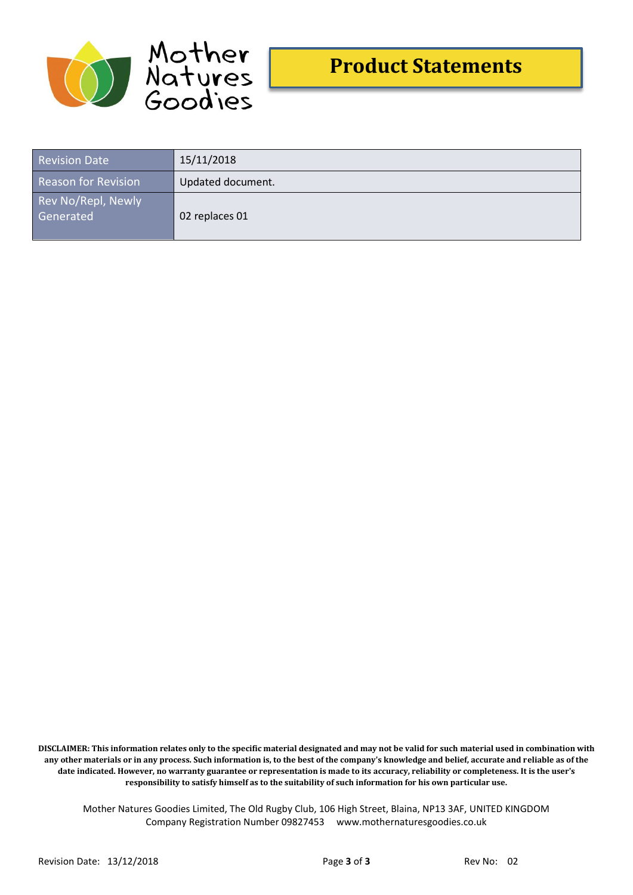# Product Statements

| | |
|---|---|
| Revision Date | 15/11/2018 |
| Reason for Revision | Updated document. |
| Rev No/Repl, Newly Generated | 02 replaces 01 |

**DISCLAIMER: This information relates only to the specific material designated and may not be valid for such material used in combination with any other materials or in any process. Such information is, to the best of the company's knowledge and belief, accurate and reliable as of the date indicated. However, no warranty guarantee or representation is made to its accuracy, reliability or completeness. It is the user's responsibility to satisfy himself as to the suitability of such information for his own particular use.**

Mother Natures Goodies Limited, The Old Rugby Club, 106 High Street, Blaina, NP13 3AF, UNITED KINGDOM
Company Registration Number 09827453 www.mothernaturesgoodies.co.uk